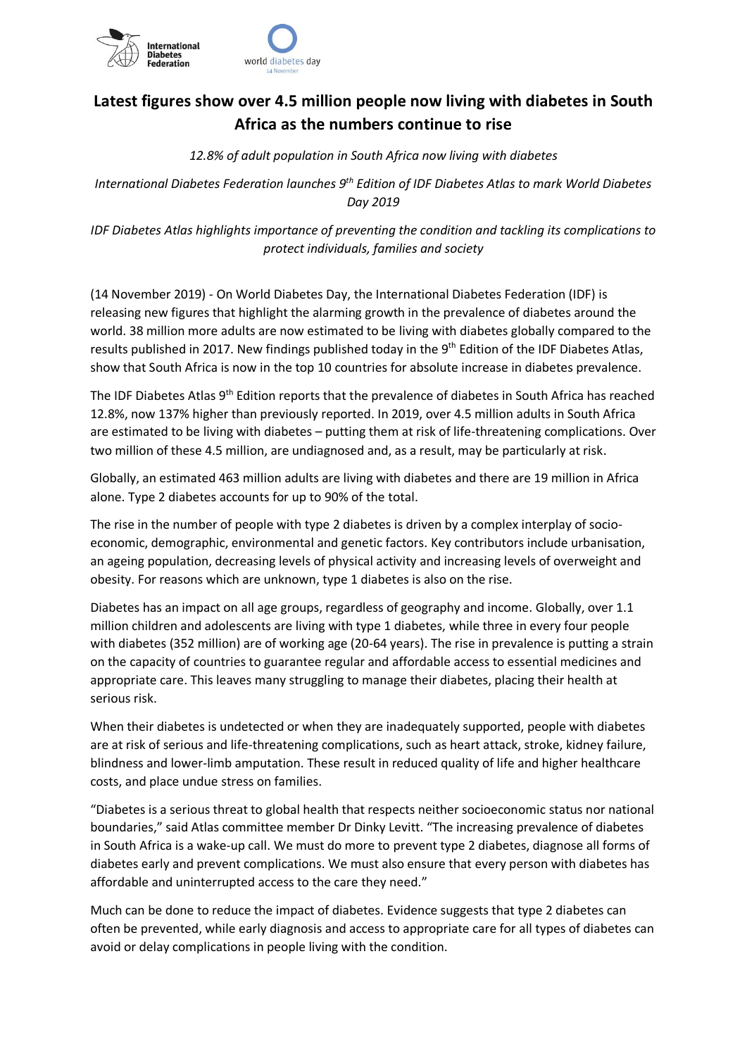# Latest figures show over 4.5 million people now living with diabetes in South Africa as the numbers continue to rise

*12.8% of adult population in South Africa now living with diabetes*

*International Diabetes Federation launches 9th Edition of IDF Diabetes Atlas to mark World Diabetes Day 2019*

*IDF Diabetes Atlas highlights importance of preventing the condition and tackling its complications to protect individuals, families and society*

(14 November 2019) - On World Diabetes Day, the International Diabetes Federation (IDF) is releasing new figures that highlight the alarming growth in the prevalence of diabetes around the world. 38 million more adults are now estimated to be living with diabetes globally compared to the results published in 2017. New findings published today in the 9th Edition of the IDF Diabetes Atlas, show that South Africa is now in the top 10 countries for absolute increase in diabetes prevalence.

The IDF Diabetes Atlas 9th Edition reports that the prevalence of diabetes in South Africa has reached 12.8%, now 137% higher than previously reported. In 2019, over 4.5 million adults in South Africa are estimated to be living with diabetes – putting them at risk of life-threatening complications. Over two million of these 4.5 million, are undiagnosed and, as a result, may be particularly at risk.

Globally, an estimated 463 million adults are living with diabetes and there are 19 million in Africa alone. Type 2 diabetes accounts for up to 90% of the total.

The rise in the number of people with type 2 diabetes is driven by a complex interplay of socio-economic, demographic, environmental and genetic factors. Key contributors include urbanisation, an ageing population, decreasing levels of physical activity and increasing levels of overweight and obesity. For reasons which are unknown, type 1 diabetes is also on the rise.

Diabetes has an impact on all age groups, regardless of geography and income. Globally, over 1.1 million children and adolescents are living with type 1 diabetes, while three in every four people with diabetes (352 million) are of working age (20-64 years). The rise in prevalence is putting a strain on the capacity of countries to guarantee regular and affordable access to essential medicines and appropriate care. This leaves many struggling to manage their diabetes, placing their health at serious risk.

When their diabetes is undetected or when they are inadequately supported, people with diabetes are at risk of serious and life-threatening complications, such as heart attack, stroke, kidney failure, blindness and lower-limb amputation. These result in reduced quality of life and higher healthcare costs, and place undue stress on families.

"Diabetes is a serious threat to global health that respects neither socioeconomic status nor national boundaries," said Atlas committee member Dr Dinky Levitt. "The increasing prevalence of diabetes in South Africa is a wake-up call. We must do more to prevent type 2 diabetes, diagnose all forms of diabetes early and prevent complications. We must also ensure that every person with diabetes has affordable and uninterrupted access to the care they need."

Much can be done to reduce the impact of diabetes. Evidence suggests that type 2 diabetes can often be prevented, while early diagnosis and access to appropriate care for all types of diabetes can avoid or delay complications in people living with the condition.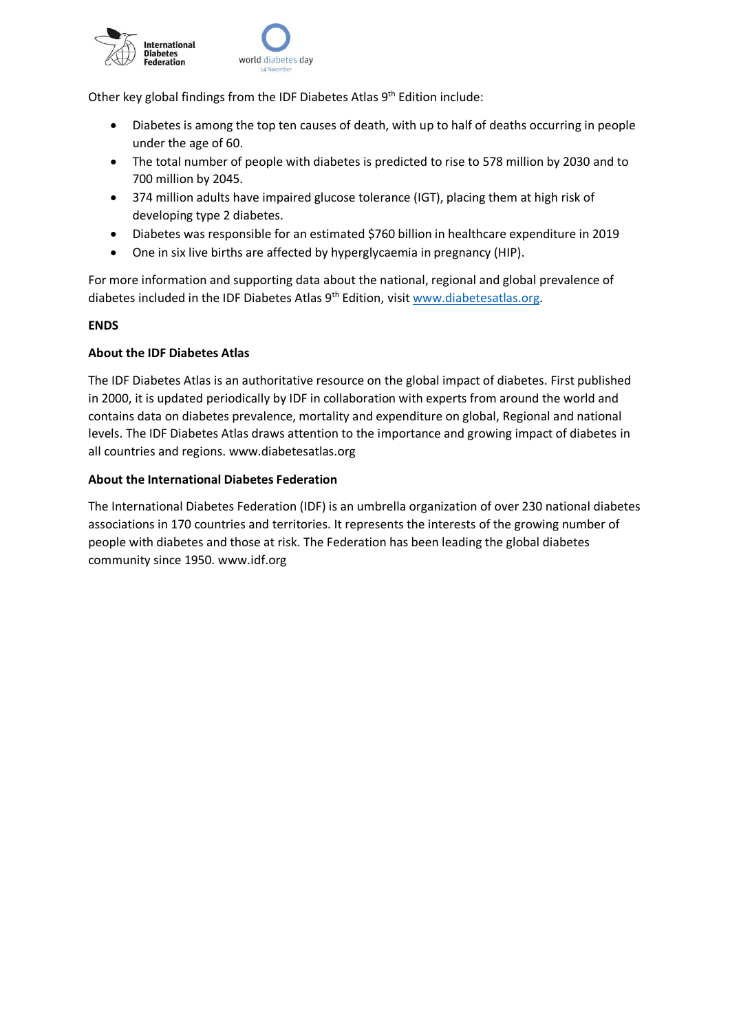Other key global findings from the IDF Diabetes Atlas 9th Edition include:

- Diabetes is among the top ten causes of death, with up to half of deaths occurring in people under the age of 60.
- The total number of people with diabetes is predicted to rise to 578 million by 2030 and to 700 million by 2045.
- 374 million adults have impaired glucose tolerance (IGT), placing them at high risk of developing type 2 diabetes.
- Diabetes was responsible for an estimated $760 billion in healthcare expenditure in 2019
- One in six live births are affected by hyperglycaemia in pregnancy (HIP).

For more information and supporting data about the national, regional and global prevalence of diabetes included in the IDF Diabetes Atlas 9th Edition, visit [www.diabetesatlas.org](http://www.diabetesatlas.org).

**ENDS**

**About the IDF Diabetes Atlas**

The IDF Diabetes Atlas is an authoritative resource on the global impact of diabetes. First published in 2000, it is updated periodically by IDF in collaboration with experts from around the world and contains data on diabetes prevalence, mortality and expenditure on global, Regional and national levels. The IDF Diabetes Atlas draws attention to the importance and growing impact of diabetes in all countries and regions. www.diabetesatlas.org

**About the International Diabetes Federation**

The International Diabetes Federation (IDF) is an umbrella organization of over 230 national diabetes associations in 170 countries and territories. It represents the interests of the growing number of people with diabetes and those at risk. The Federation has been leading the global diabetes community since 1950. www.idf.org